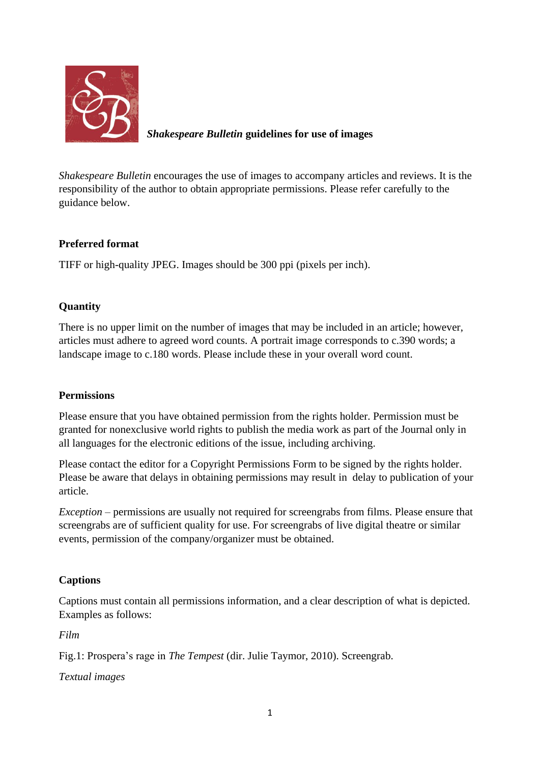# *Shakespeare Bulletin* guidelines for use of images

*Shakespeare Bulletin* encourages the use of images to accompany articles and reviews. It is the responsibility of the author to obtain appropriate permissions. Please refer carefully to the guidance below.

**Preferred format**

TIFF or high-quality JPEG. Images should be 300 ppi (pixels per inch).

**Quantity**

There is no upper limit on the number of images that may be included in an article; however, articles must adhere to agreed word counts. A portrait image corresponds to c.390 words; a landscape image to c.180 words. Please include these in your overall word count.

**Permissions**

Please ensure that you have obtained permission from the rights holder. Permission must be granted for nonexclusive world rights to publish the media work as part of the Journal only in all languages for the electronic editions of the issue, including archiving.

Please contact the editor for a Copyright Permissions Form to be signed by the rights holder. Please be aware that delays in obtaining permissions may result in delay to publication of your article.

*Exception* – permissions are usually not required for screengrabs from films. Please ensure that screengrabs are of sufficient quality for use. For screengrabs of live digital theatre or similar events, permission of the company/organizer must be obtained.

**Captions**

Captions must contain all permissions information, and a clear description of what is depicted. Examples as follows:

*Film*

Fig.1: Prospera's rage in *The Tempest* (dir. Julie Taymor, 2010). Screengrab.

*Textual images*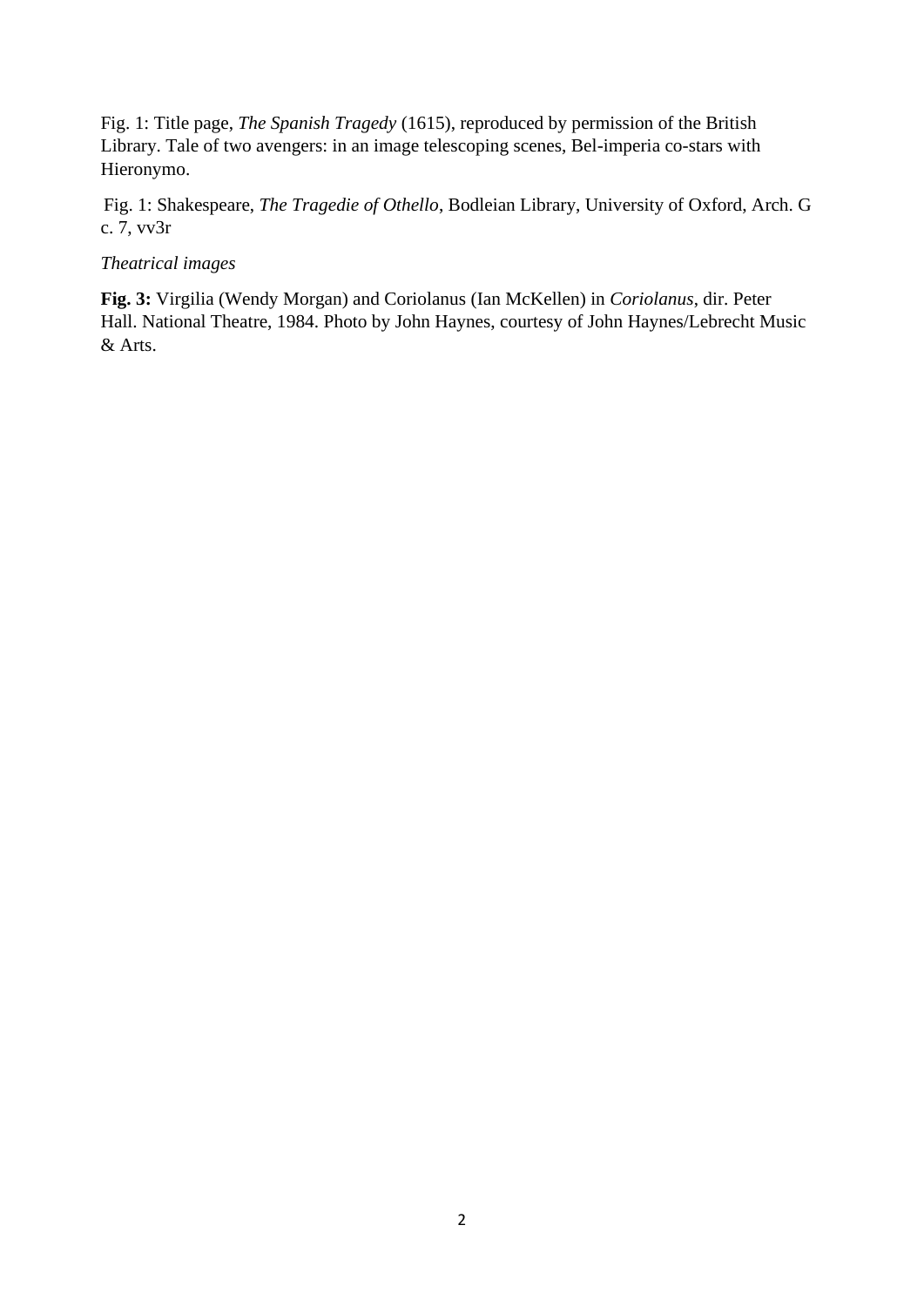Fig. 1: Title page, *The Spanish Tragedy* (1615), reproduced by permission of the British Library. Tale of two avengers: in an image telescoping scenes, Bel-imperia co-stars with Hieronymo.

Fig. 1: Shakespeare, *The Tragedie of Othello*, Bodleian Library, University of Oxford, Arch. G c. 7, vv3r

*Theatrical images*

**Fig. 3:** Virgilia (Wendy Morgan) and Coriolanus (Ian McKellen) in *Coriolanus*, dir. Peter Hall. National Theatre, 1984. Photo by John Haynes, courtesy of John Haynes/Lebrecht Music & Arts.